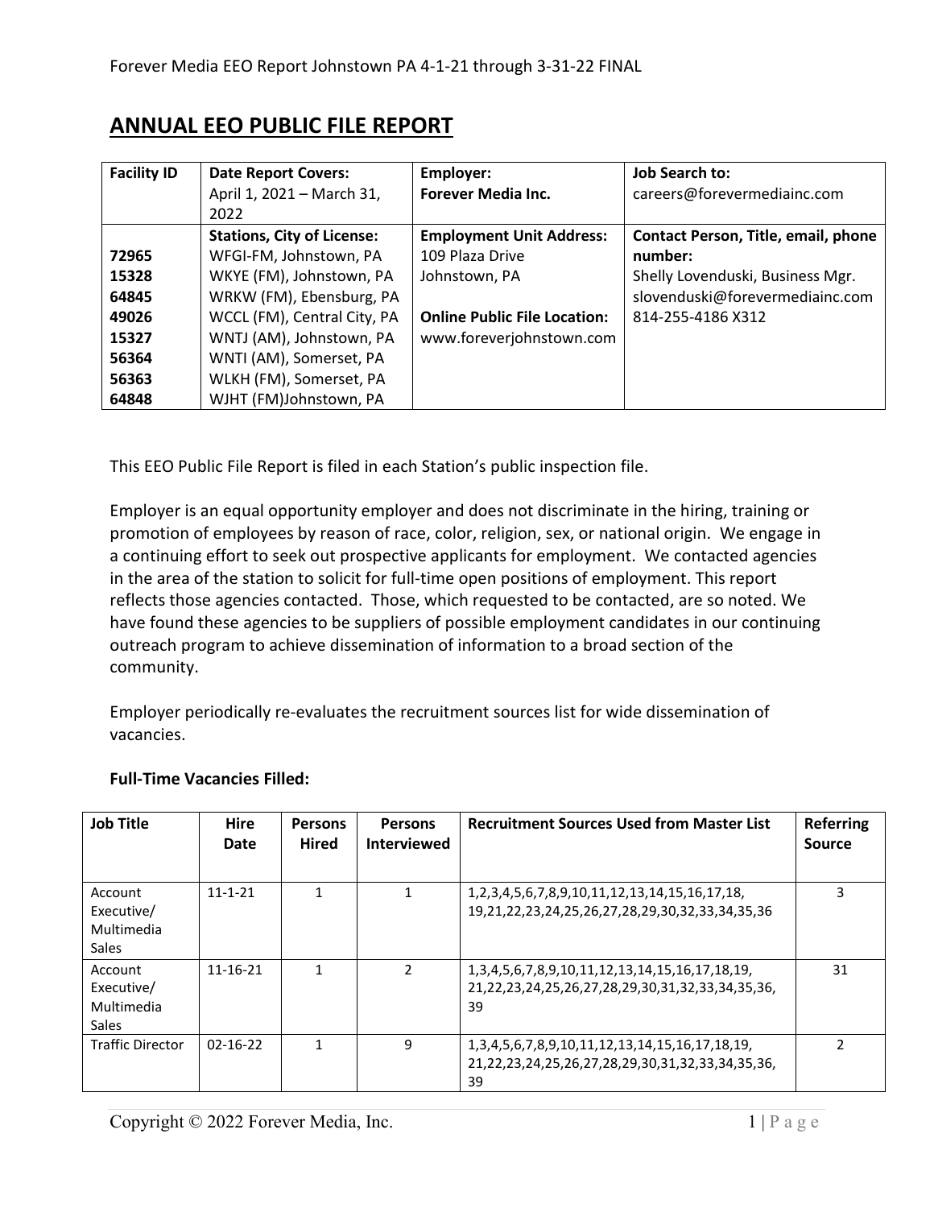Forever Media EEO Report Johnstown PA 4-1-21 through 3-31-22 FINAL

# ANNUAL EEO PUBLIC FILE REPORT

| Facility ID | Date Report Covers: April 1, 2021 – March 31, 2022 | Employer: Forever Media Inc. | Job Search to: careers@forevermediainc.com |
|---|---|---|---|
| | **Stations, City of License:** | **Employment Unit Address:** | **Contact Person, Title, email, phone number:** |
| 72965 | WFGI-FM, Johnstown, PA | 109 Plaza Drive | Shelly Lovenduski, Business Mgr. |
| 15328 | WKYE (FM), Johnstown, PA | Johnstown, PA | slovenduski@forevermediainc.com |
| 64845 | WRKW (FM), Ebensburg, PA | | 814-255-4186 X312 |
| 49026 | WCCL (FM), Central City, PA | **Online Public File Location:** | |
| 15327 | WNTJ (AM), Johnstown, PA | www.foreverjohnstown.com | |
| 56364 | WNTI (AM), Somerset, PA | | |
| 56363 | WLKH (FM), Somerset, PA | | |
| 64848 | WJHT (FM)Johnstown, PA | | |

This EEO Public File Report is filed in each Station's public inspection file.

Employer is an equal opportunity employer and does not discriminate in the hiring, training or promotion of employees by reason of race, color, religion, sex, or national origin. We engage in a continuing effort to seek out prospective applicants for employment. We contacted agencies in the area of the station to solicit for full-time open positions of employment. This report reflects those agencies contacted. Those, which requested to be contacted, are so noted. We have found these agencies to be suppliers of possible employment candidates in our continuing outreach program to achieve dissemination of information to a broad section of the community.

Employer periodically re-evaluates the recruitment sources list for wide dissemination of vacancies.

**Full-Time Vacancies Filled:**

| Job Title | Hire Date | Persons Hired | Persons Interviewed | Recruitment Sources Used from Master List | Referring Source |
|---|---|---|---|---|---|
| Account Executive/ Multimedia Sales | 11-1-21 | 1 | 1 | 1,2,3,4,5,6,7,8,9,10,11,12,13,14,15,16,17,18, 19,21,22,23,24,25,26,27,28,29,30,32,33,34,35,36 | 3 |
| Account Executive/ Multimedia Sales | 11-16-21 | 1 | 2 | 1,3,4,5,6,7,8,9,10,11,12,13,14,15,16,17,18,19, 21,22,23,24,25,26,27,28,29,30,31,32,33,34,35,36, 39 | 31 |
| Traffic Director | 02-16-22 | 1 | 9 | 1,3,4,5,6,7,8,9,10,11,12,13,14,15,16,17,18,19, 21,22,23,24,25,26,27,28,29,30,31,32,33,34,35,36, 39 | 2 |

Copyright © 2022 Forever Media, Inc.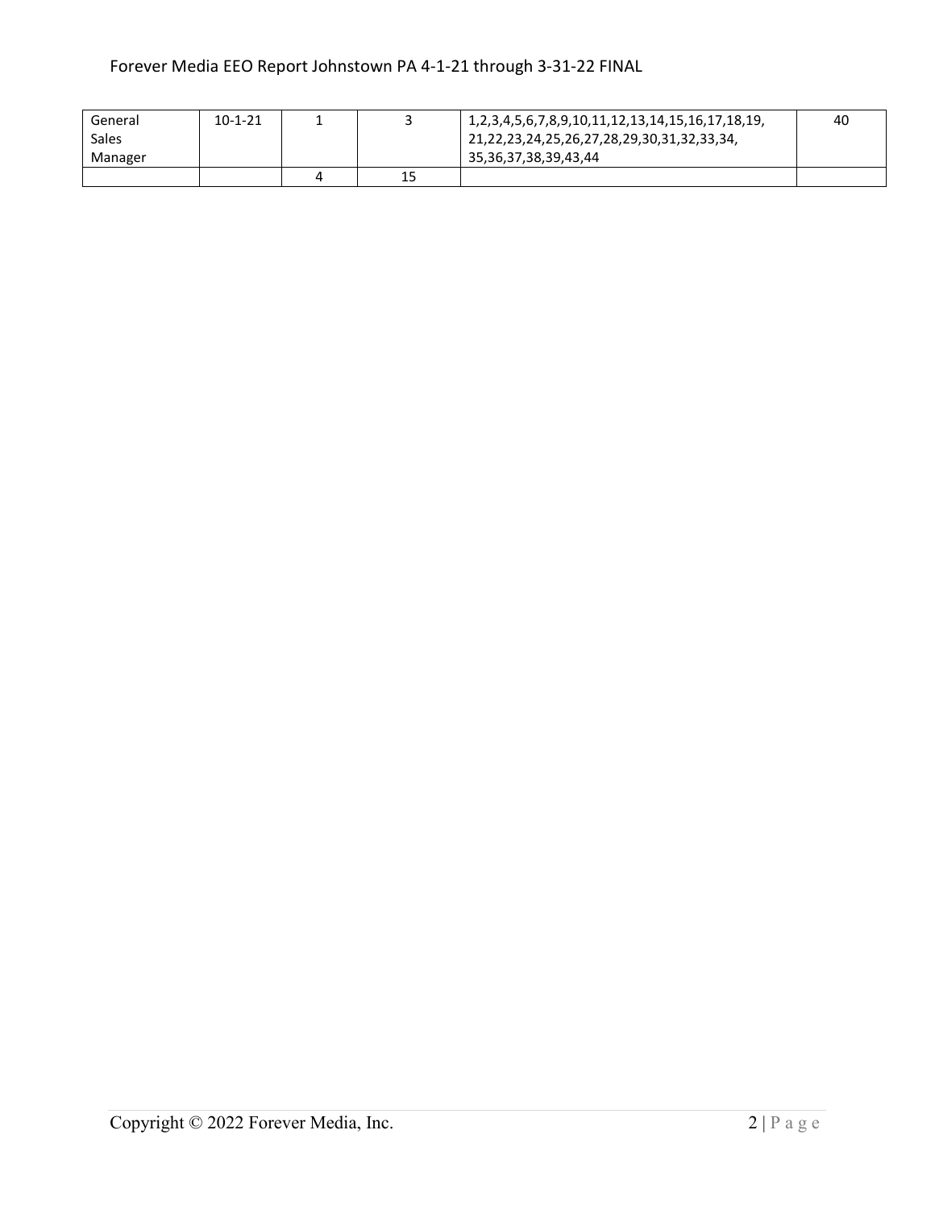| | | | | | |
|---|---|---|---|---|---|
| General Sales Manager | 10-1-21 | 1 | 3 | 1,2,3,4,5,6,7,8,9,10,11,12,13,14,15,16,17,18,19, 21,22,23,24,25,26,27,28,29,30,31,32,33,34, 35,36,37,38,39,43,44 | 40 |
| | | 4 | 15 | | |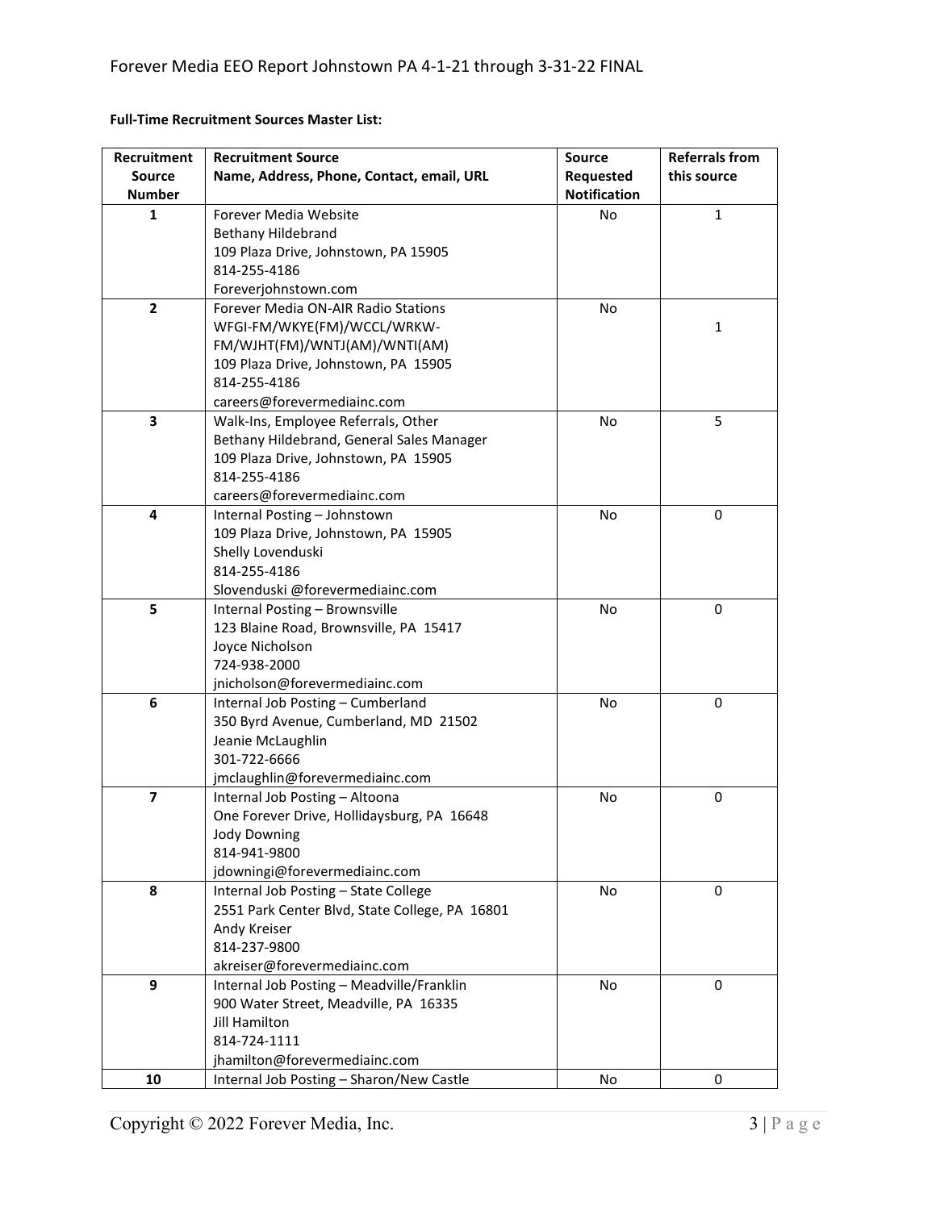**Full-Time Recruitment Sources Master List:**

| Recruitment Source Number | Recruitment Source Name, Address, Phone, Contact, email, URL | Source Requested Notification | Referrals from this source |
|---|---|---|---|
| 1 | Forever Media Website<br>Bethany Hildebrand<br>109 Plaza Drive, Johnstown, PA 15905<br>814-255-4186<br>Foreverjohnstown.com | No | 1 |
| 2 | Forever Media ON-AIR Radio Stations<br>WFGI-FM/WKYE(FM)/WCCL/WRKW-FM/WJHT(FM)/WNTJ(AM)/WNTI(AM)<br>109 Plaza Drive, Johnstown, PA 15905<br>814-255-4186<br>careers@forevermediainc.com | No | 1 |
| 3 | Walk-Ins, Employee Referrals, Other<br>Bethany Hildebrand, General Sales Manager<br>109 Plaza Drive, Johnstown, PA 15905<br>814-255-4186<br>careers@forevermediainc.com | No | 5 |
| 4 | Internal Posting – Johnstown<br>109 Plaza Drive, Johnstown, PA 15905<br>Shelly Lovenduski<br>814-255-4186<br>Slovenduski @forevermediainc.com | No | 0 |
| 5 | Internal Posting – Brownsville<br>123 Blaine Road, Brownsville, PA 15417<br>Joyce Nicholson<br>724-938-2000<br>jnicholson@forevermediainc.com | No | 0 |
| 6 | Internal Job Posting – Cumberland<br>350 Byrd Avenue, Cumberland, MD 21502<br>Jeanie McLaughlin<br>301-722-6666<br>jmclaughlin@forevermediainc.com | No | 0 |
| 7 | Internal Job Posting – Altoona<br>One Forever Drive, Hollidaysburg, PA 16648<br>Jody Downing<br>814-941-9800<br>jdowningi@forevermediainc.com | No | 0 |
| 8 | Internal Job Posting – State College<br>2551 Park Center Blvd, State College, PA 16801<br>Andy Kreiser<br>814-237-9800<br>akreiser@forevermediainc.com | No | 0 |
| 9 | Internal Job Posting – Meadville/Franklin<br>900 Water Street, Meadville, PA 16335<br>Jill Hamilton<br>814-724-1111<br>jhamilton@forevermediainc.com | No | 0 |
| 10 | Internal Job Posting – Sharon/New Castle | No | 0 |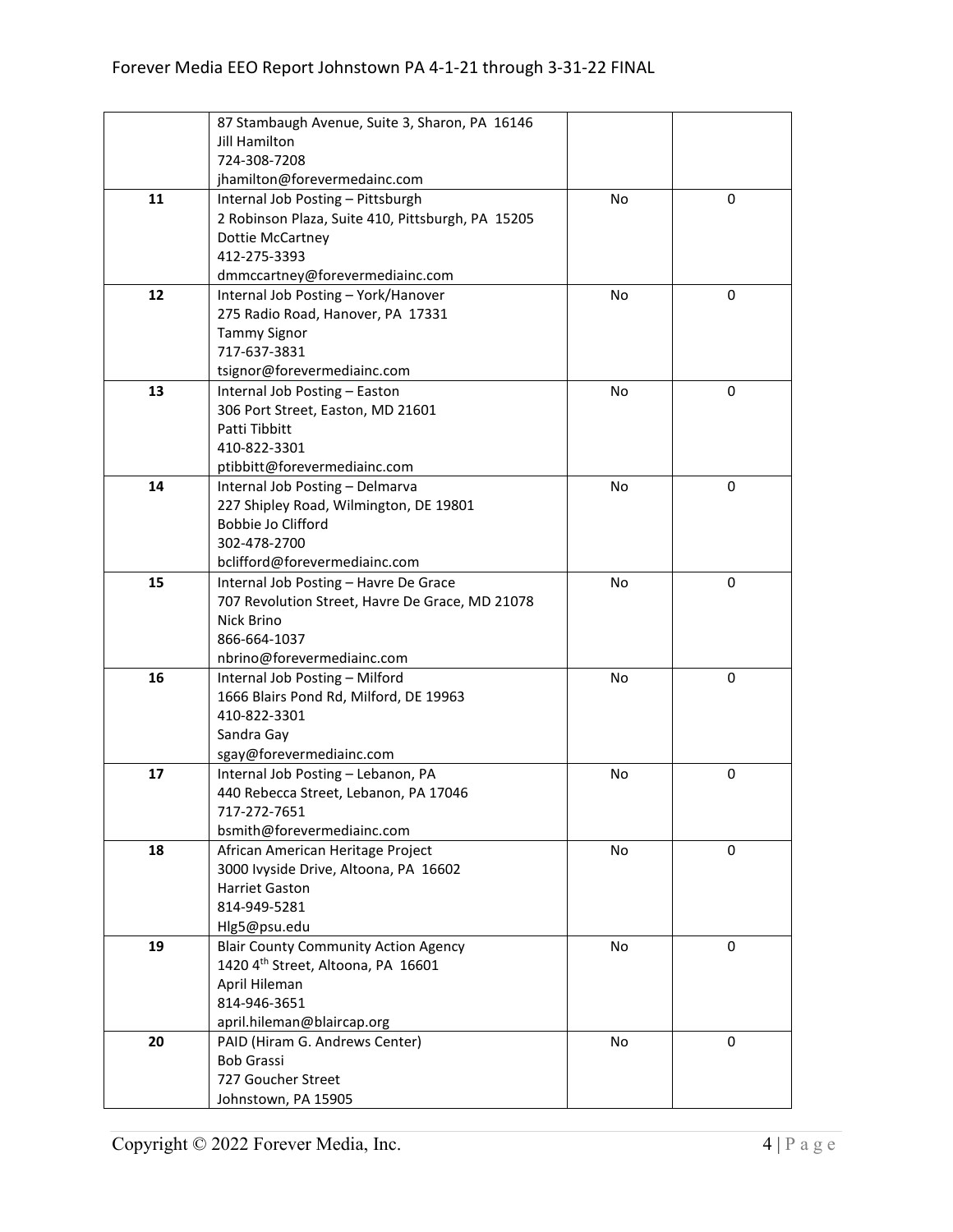| | | | |
|---|---|---|---|
| | 87 Stambaugh Avenue, Suite 3, Sharon, PA 16146<br>Jill Hamilton<br>724-308-7208<br>jhamilton@forevermedainc.com | | |
| **11** | Internal Job Posting – Pittsburgh<br>2 Robinson Plaza, Suite 410, Pittsburgh, PA 15205<br>Dottie McCartney<br>412-275-3393<br>dmmccartney@forevermediainc.com | No | 0 |
| **12** | Internal Job Posting – York/Hanover<br>275 Radio Road, Hanover, PA 17331<br>Tammy Signor<br>717-637-3831<br>tsignor@forevermediainc.com | No | 0 |
| **13** | Internal Job Posting – Easton<br>306 Port Street, Easton, MD 21601<br>Patti Tibbitt<br>410-822-3301<br>ptibbitt@forevermediainc.com | No | 0 |
| **14** | Internal Job Posting – Delmarva<br>227 Shipley Road, Wilmington, DE 19801<br>Bobbie Jo Clifford<br>302-478-2700<br>bclifford@forevermediainc.com | No | 0 |
| **15** | Internal Job Posting – Havre De Grace<br>707 Revolution Street, Havre De Grace, MD 21078<br>Nick Brino<br>866-664-1037<br>nbrino@forevermediainc.com | No | 0 |
| **16** | Internal Job Posting – Milford<br>1666 Blairs Pond Rd, Milford, DE 19963<br>410-822-3301<br>Sandra Gay<br>sgay@forevermediainc.com | No | 0 |
| **17** | Internal Job Posting – Lebanon, PA<br>440 Rebecca Street, Lebanon, PA 17046<br>717-272-7651<br>bsmith@forevermediainc.com | No | 0 |
| **18** | African American Heritage Project<br>3000 Ivyside Drive, Altoona, PA 16602<br>Harriet Gaston<br>814-949-5281<br>Hlg5@psu.edu | No | 0 |
| **19** | Blair County Community Action Agency<br>1420 4th Street, Altoona, PA 16601<br>April Hileman<br>814-946-3651<br>april.hileman@blaircap.org | No | 0 |
| **20** | PAID (Hiram G. Andrews Center)<br>Bob Grassi<br>727 Goucher Street<br>Johnstown, PA 15905 | No | 0 |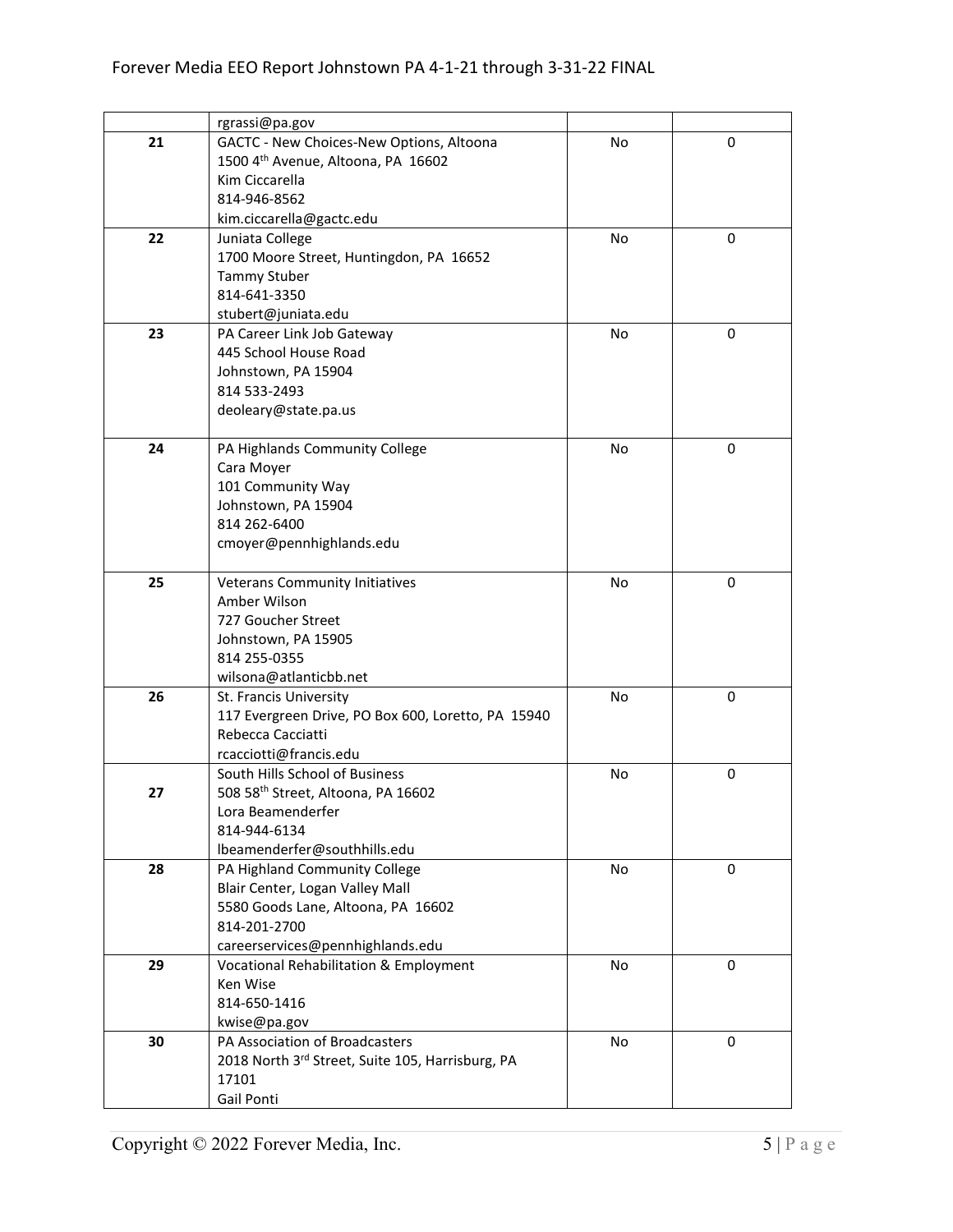| | | | |
|---|---|---|---|
| | rgrassi@pa.gov | | |
| 21 | GACTC - New Choices-New Options, Altoona<br>1500 4th Avenue, Altoona, PA 16602<br>Kim Ciccarella<br>814-946-8562<br>kim.ciccarella@gactc.edu | No | 0 |
| 22 | Juniata College<br>1700 Moore Street, Huntingdon, PA 16652<br>Tammy Stuber<br>814-641-3350<br>stubert@juniata.edu | No | 0 |
| 23 | PA Career Link Job Gateway<br>445 School House Road<br>Johnstown, PA 15904<br>814 533-2493<br>deoleary@state.pa.us | No | 0 |
| 24 | PA Highlands Community College<br>Cara Moyer<br>101 Community Way<br>Johnstown, PA 15904<br>814 262-6400<br>cmoyer@pennhighlands.edu | No | 0 |
| 25 | Veterans Community Initiatives<br>Amber Wilson<br>727 Goucher Street<br>Johnstown, PA 15905<br>814 255-0355<br>wilsona@atlanticbb.net | No | 0 |
| 26 | St. Francis University<br>117 Evergreen Drive, PO Box 600, Loretto, PA 15940<br>Rebecca Cacciatti<br>rcacciotti@francis.edu | No | 0 |
| 27 | South Hills School of Business<br>508 58th Street, Altoona, PA 16602<br>Lora Beamenderfer<br>814-944-6134<br>lbeamenderfer@southhills.edu | No | 0 |
| 28 | PA Highland Community College<br>Blair Center, Logan Valley Mall<br>5580 Goods Lane, Altoona, PA 16602<br>814-201-2700<br>careerservices@pennhighlands.edu | No | 0 |
| 29 | Vocational Rehabilitation & Employment<br>Ken Wise<br>814-650-1416<br>kwise@pa.gov | No | 0 |
| 30 | PA Association of Broadcasters<br>2018 North 3rd Street, Suite 105, Harrisburg, PA 17101<br>Gail Ponti | No | 0 |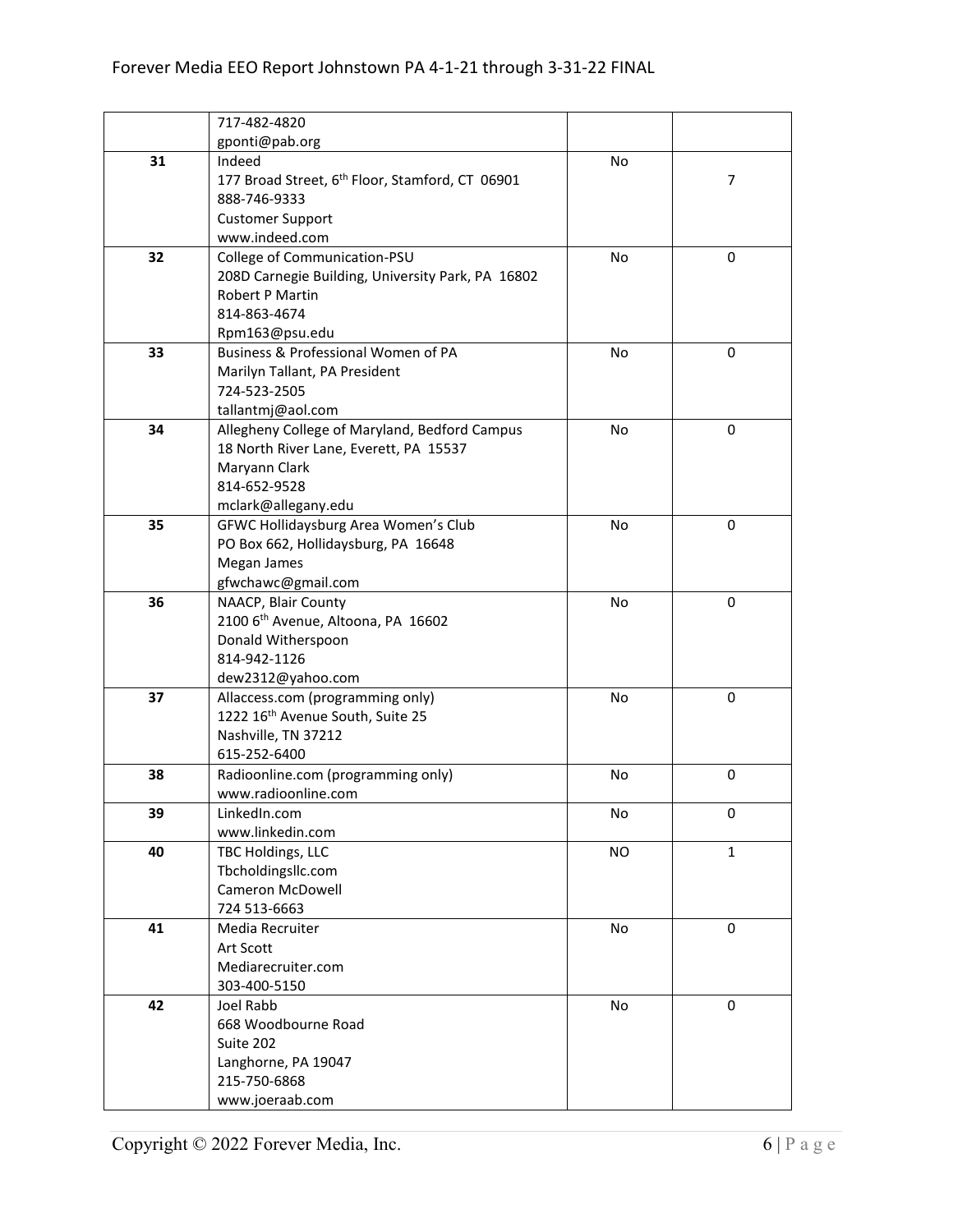| | | | |
|---|---|---|---|
| | 717-482-4820<br>gponti@pab.org | | |
| **31** | Indeed<br>177 Broad Street, 6th Floor, Stamford, CT 06901<br>888-746-9333<br>Customer Support<br>www.indeed.com | No | 7 |
| **32** | College of Communication-PSU<br>208D Carnegie Building, University Park, PA 16802<br>Robert P Martin<br>814-863-4674<br>Rpm163@psu.edu | No | 0 |
| **33** | Business & Professional Women of PA<br>Marilyn Tallant, PA President<br>724-523-2505<br>tallantmj@aol.com | No | 0 |
| **34** | Allegheny College of Maryland, Bedford Campus<br>18 North River Lane, Everett, PA 15537<br>Maryann Clark<br>814-652-9528<br>mclark@allegany.edu | No | 0 |
| **35** | GFWC Hollidaysburg Area Women's Club<br>PO Box 662, Hollidaysburg, PA 16648<br>Megan James<br>gfwchawc@gmail.com | No | 0 |
| **36** | NAACP, Blair County<br>2100 6th Avenue, Altoona, PA 16602<br>Donald Witherspoon<br>814-942-1126<br>dew2312@yahoo.com | No | 0 |
| **37** | Allaccess.com (programming only)<br>1222 16th Avenue South, Suite 25<br>Nashville, TN 37212<br>615-252-6400 | No | 0 |
| **38** | Radioonline.com (programming only)<br>www.radioonline.com | No | 0 |
| **39** | LinkedIn.com<br>www.linkedin.com | No | 0 |
| **40** | TBC Holdings, LLC<br>Tbcholdingsllc.com<br>Cameron McDowell<br>724 513-6663 | NO | 1 |
| **41** | Media Recruiter<br>Art Scott<br>Mediarecruiter.com<br>303-400-5150 | No | 0 |
| **42** | Joel Rabb<br>668 Woodbourne Road<br>Suite 202<br>Langhorne, PA 19047<br>215-750-6868<br>www.joeraab.com | No | 0 |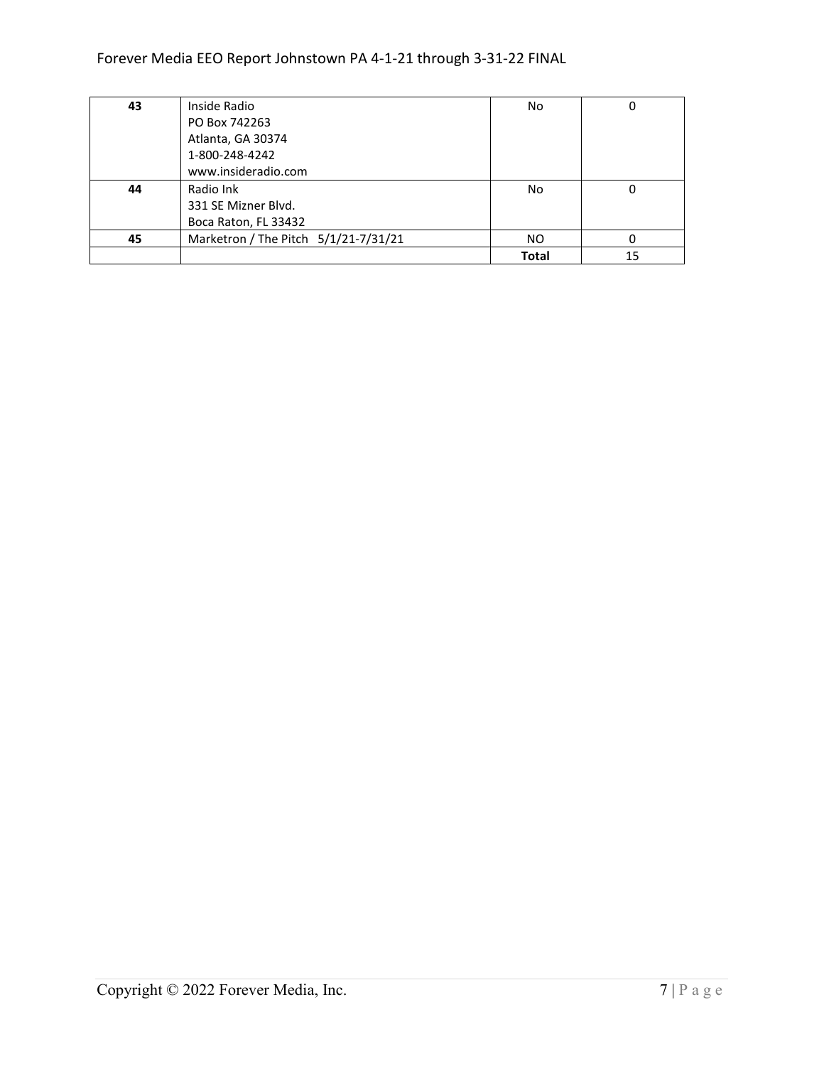| | | | |
|---|---|---|---|
| **43** | Inside Radio<br>PO Box 742263<br>Atlanta, GA 30374<br>1-800-248-4242<br>www.insideradio.com | No | 0 |
| **44** | Radio Ink<br>331 SE Mizner Blvd.<br>Boca Raton, FL 33432 | No | 0 |
| **45** | Marketron / The Pitch 5/1/21-7/31/21 | NO | 0 |
| | | **Total** | 15 |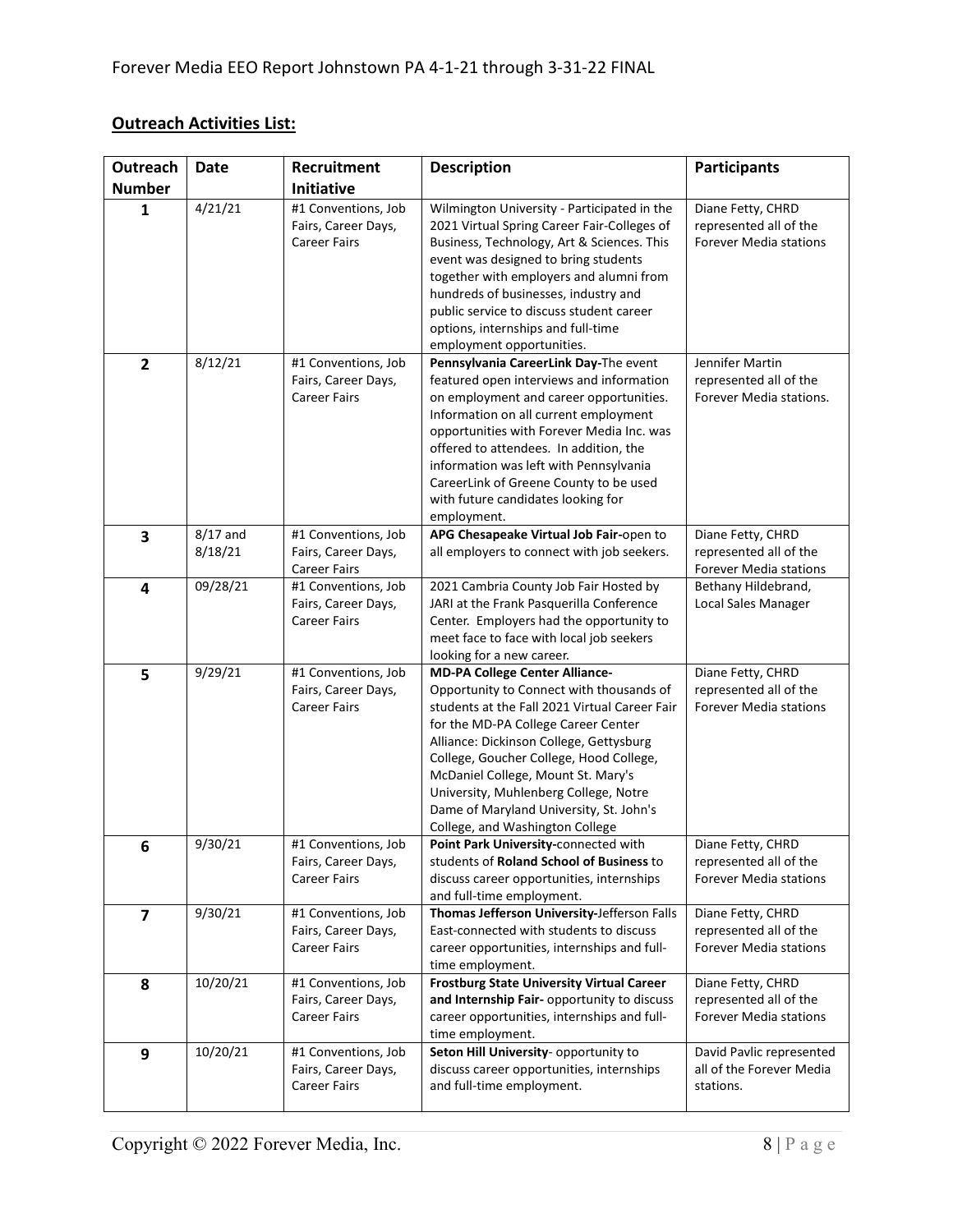## **Outreach Activities List:**

| Outreach Number | Date | Recruitment Initiative | Description | Participants |
|---|---|---|---|---|
| **1** | 4/21/21 | #1 Conventions, Job Fairs, Career Days, Career Fairs | Wilmington University - Participated in the 2021 Virtual Spring Career Fair-Colleges of Business, Technology, Art & Sciences. This event was designed to bring students together with employers and alumni from hundreds of businesses, industry and public service to discuss student career options, internships and full-time employment opportunities. | Diane Fetty, CHRD represented all of the Forever Media stations |
| **2** | 8/12/21 | #1 Conventions, Job Fairs, Career Days, Career Fairs | **Pennsylvania CareerLink Day-**The event featured open interviews and information on employment and career opportunities. Information on all current employment opportunities with Forever Media Inc. was offered to attendees. In addition, the information was left with Pennsylvania CareerLink of Greene County to be used with future candidates looking for employment. | Jennifer Martin represented all of the Forever Media stations. |
| **3** | 8/17 and 8/18/21 | #1 Conventions, Job Fairs, Career Days, Career Fairs | **APG Chesapeake Virtual Job Fair-**open to all employers to connect with job seekers. | Diane Fetty, CHRD represented all of the Forever Media stations |
| **4** | 09/28/21 | #1 Conventions, Job Fairs, Career Days, Career Fairs | 2021 Cambria County Job Fair Hosted by JARI at the Frank Pasquerilla Conference Center. Employers had the opportunity to meet face to face with local job seekers looking for a new career. | Bethany Hildebrand, Local Sales Manager |
| **5** | 9/29/21 | #1 Conventions, Job Fairs, Career Days, Career Fairs | **MD-PA College Center Alliance-** Opportunity to Connect with thousands of students at the Fall 2021 Virtual Career Fair for the MD-PA College Career Center Alliance: Dickinson College, Gettysburg College, Goucher College, Hood College, McDaniel College, Mount St. Mary's University, Muhlenberg College, Notre Dame of Maryland University, St. John's College, and Washington College | Diane Fetty, CHRD represented all of the Forever Media stations |
| **6** | 9/30/21 | #1 Conventions, Job Fairs, Career Days, Career Fairs | **Point Park University-**connected with students of **Roland School of Business** to discuss career opportunities, internships and full-time employment. | Diane Fetty, CHRD represented all of the Forever Media stations |
| **7** | 9/30/21 | #1 Conventions, Job Fairs, Career Days, Career Fairs | **Thomas Jefferson University-**Jefferson Falls East-connected with students to discuss career opportunities, internships and full-time employment. | Diane Fetty, CHRD represented all of the Forever Media stations |
| **8** | 10/20/21 | #1 Conventions, Job Fairs, Career Days, Career Fairs | **Frostburg State University Virtual Career and Internship Fair-** opportunity to discuss career opportunities, internships and full-time employment. | Diane Fetty, CHRD represented all of the Forever Media stations |
| **9** | 10/20/21 | #1 Conventions, Job Fairs, Career Days, Career Fairs | **Seton Hill University**- opportunity to discuss career opportunities, internships and full-time employment. | David Pavlic represented all of the Forever Media stations. |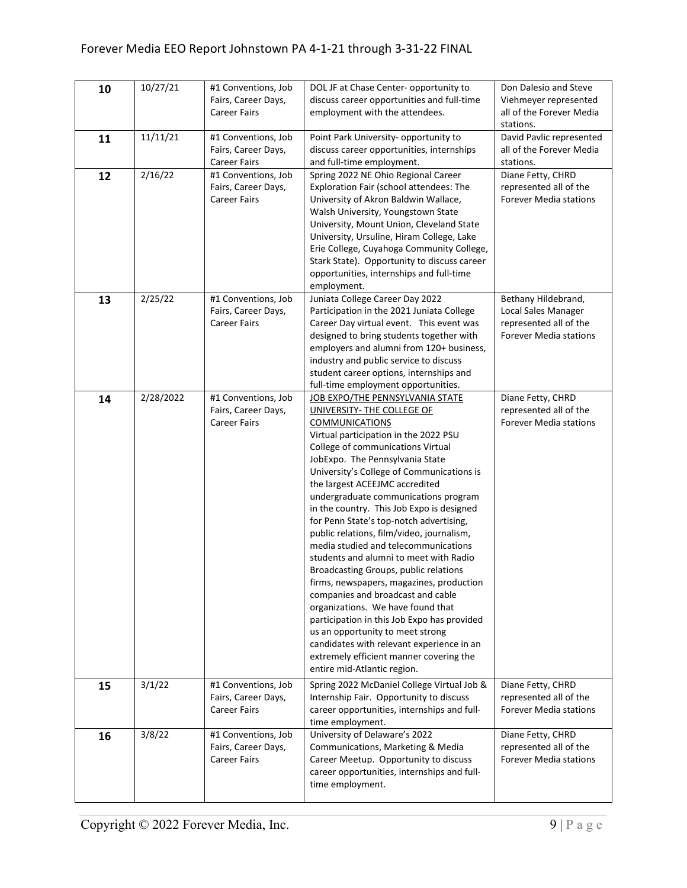| | | | | |
|---|---|---|---|---|
| **10** | 10/27/21 | #1 Conventions, Job Fairs, Career Days, Career Fairs | DOL JF at Chase Center- opportunity to discuss career opportunities and full-time employment with the attendees. | Don Dalesio and Steve Viehmeyer represented all of the Forever Media stations. |
| **11** | 11/11/21 | #1 Conventions, Job Fairs, Career Days, Career Fairs | Point Park University- opportunity to discuss career opportunities, internships and full-time employment. | David Pavlic represented all of the Forever Media stations. |
| **12** | 2/16/22 | #1 Conventions, Job Fairs, Career Days, Career Fairs | Spring 2022 NE Ohio Regional Career Exploration Fair (school attendees: The University of Akron Baldwin Wallace, Walsh University, Youngstown State University, Mount Union, Cleveland State University, Ursuline, Hiram College, Lake Erie College, Cuyahoga Community College, Stark State). Opportunity to discuss career opportunities, internships and full-time employment. | Diane Fetty, CHRD represented all of the Forever Media stations |
| **13** | 2/25/22 | #1 Conventions, Job Fairs, Career Days, Career Fairs | Juniata College Career Day 2022 Participation in the 2021 Juniata College Career Day virtual event. This event was designed to bring students together with employers and alumni from 120+ business, industry and public service to discuss student career options, internships and full-time employment opportunities. | Bethany Hildebrand, Local Sales Manager represented all of the Forever Media stations |
| **14** | 2/28/2022 | #1 Conventions, Job Fairs, Career Days, Career Fairs | <u>JOB EXPO/THE PENNSYLVANIA STATE UNIVERSITY- THE COLLEGE OF COMMUNICATIONS</u> Virtual participation in the 2022 PSU College of communications Virtual JobExpo. The Pennsylvania State University's College of Communications is the largest ACEEJMC accredited undergraduate communications program in the country. This Job Expo is designed for Penn State's top-notch advertising, public relations, film/video, journalism, media studied and telecommunications students and alumni to meet with Radio Broadcasting Groups, public relations firms, newspapers, magazines, production companies and broadcast and cable organizations. We have found that participation in this Job Expo has provided us an opportunity to meet strong candidates with relevant experience in an extremely efficient manner covering the entire mid-Atlantic region. | Diane Fetty, CHRD represented all of the Forever Media stations |
| **15** | 3/1/22 | #1 Conventions, Job Fairs, Career Days, Career Fairs | Spring 2022 McDaniel College Virtual Job & Internship Fair. Opportunity to discuss career opportunities, internships and full-time employment. | Diane Fetty, CHRD represented all of the Forever Media stations |
| **16** | 3/8/22 | #1 Conventions, Job Fairs, Career Days, Career Fairs | University of Delaware's 2022 Communications, Marketing & Media Career Meetup. Opportunity to discuss career opportunities, internships and full-time employment. | Diane Fetty, CHRD represented all of the Forever Media stations |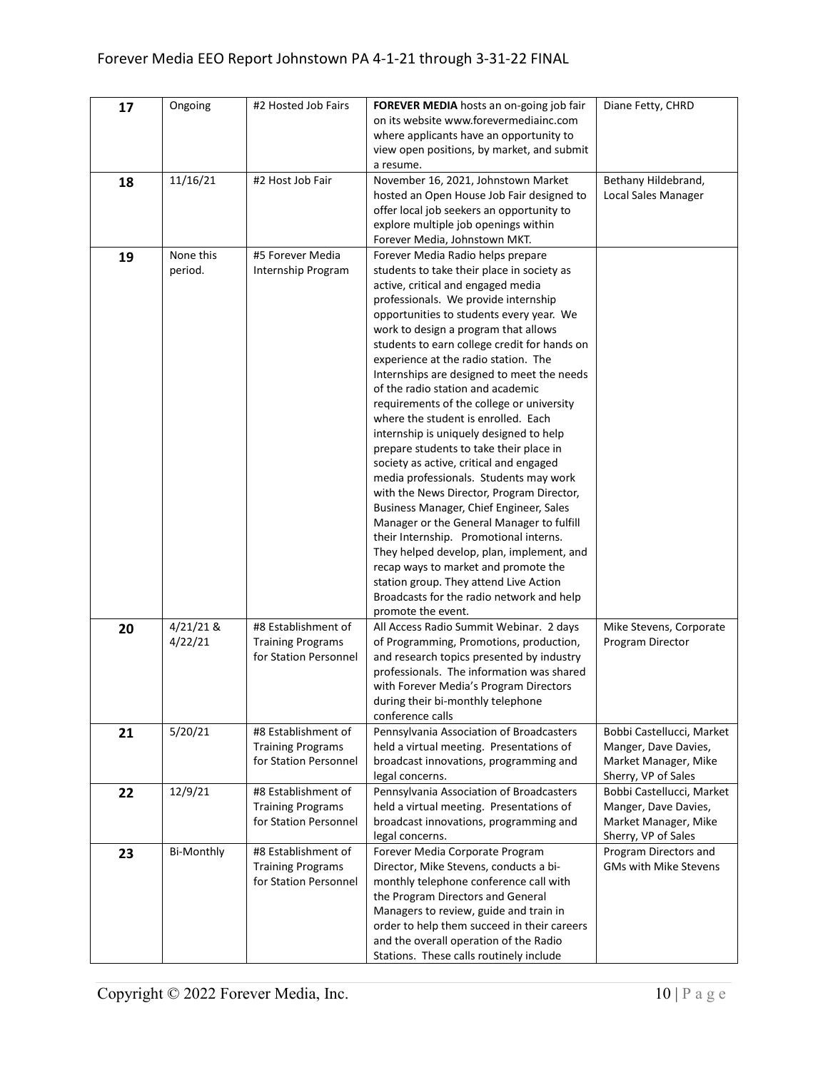| | | | | |
|---|---|---|---|---|
| **17** | Ongoing | #2 Hosted Job Fairs | **FOREVER MEDIA** hosts an on-going job fair on its website www.forevermediainc.com where applicants have an opportunity to view open positions, by market, and submit a resume. | Diane Fetty, CHRD |
| **18** | 11/16/21 | #2 Host Job Fair | November 16, 2021, Johnstown Market hosted an Open House Job Fair designed to offer local job seekers an opportunity to explore multiple job openings within Forever Media, Johnstown MKT. | Bethany Hildebrand, Local Sales Manager |
| **19** | None this period. | #5 Forever Media Internship Program | Forever Media Radio helps prepare students to take their place in society as active, critical and engaged media professionals. We provide internship opportunities to students every year. We work to design a program that allows students to earn college credit for hands on experience at the radio station. The Internships are designed to meet the needs of the radio station and academic requirements of the college or university where the student is enrolled. Each internship is uniquely designed to help prepare students to take their place in society as active, critical and engaged media professionals. Students may work with the News Director, Program Director, Business Manager, Chief Engineer, Sales Manager or the General Manager to fulfill their Internship. Promotional interns. They helped develop, plan, implement, and recap ways to market and promote the station group. They attend Live Action Broadcasts for the radio network and help promote the event. | |
| **20** | 4/21/21 & 4/22/21 | #8 Establishment of Training Programs for Station Personnel | All Access Radio Summit Webinar. 2 days of Programming, Promotions, production, and research topics presented by industry professionals. The information was shared with Forever Media's Program Directors during their bi-monthly telephone conference calls | Mike Stevens, Corporate Program Director |
| **21** | 5/20/21 | #8 Establishment of Training Programs for Station Personnel | Pennsylvania Association of Broadcasters held a virtual meeting. Presentations of broadcast innovations, programming and legal concerns. | Bobbi Castellucci, Market Manger, Dave Davies, Market Manager, Mike Sherry, VP of Sales |
| **22** | 12/9/21 | #8 Establishment of Training Programs for Station Personnel | Pennsylvania Association of Broadcasters held a virtual meeting. Presentations of broadcast innovations, programming and legal concerns. | Bobbi Castellucci, Market Manger, Dave Davies, Market Manager, Mike Sherry, VP of Sales |
| **23** | Bi-Monthly | #8 Establishment of Training Programs for Station Personnel | Forever Media Corporate Program Director, Mike Stevens, conducts a bi-monthly telephone conference call with the Program Directors and General Managers to review, guide and train in order to help them succeed in their careers and the overall operation of the Radio Stations. These calls routinely include | Program Directors and GMs with Mike Stevens |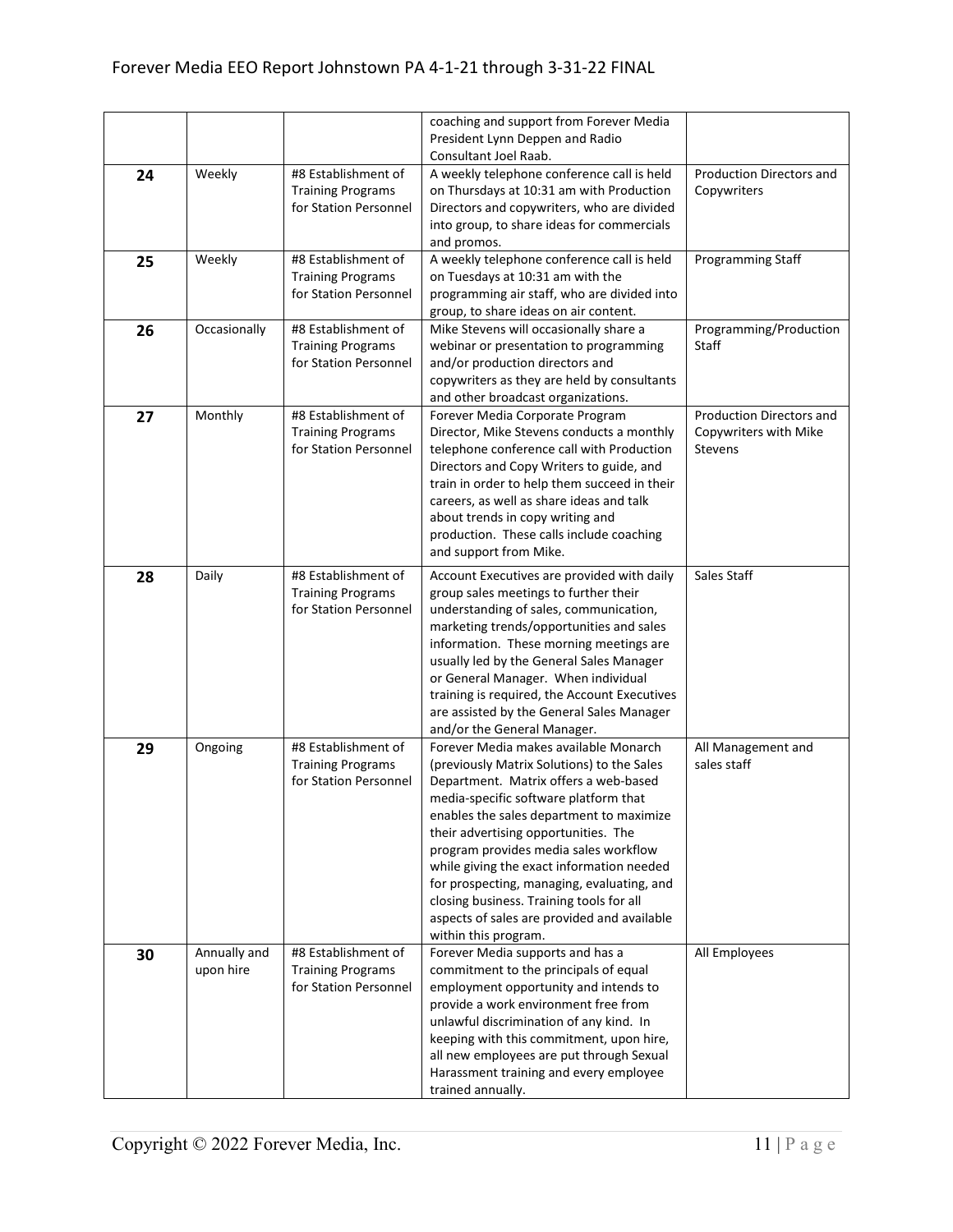| | | | | |
|---|---|---|---|---|
| | | | coaching and support from Forever Media President Lynn Deppen and Radio Consultant Joel Raab. | |
| **24** | Weekly | #8 Establishment of Training Programs for Station Personnel | A weekly telephone conference call is held on Thursdays at 10:31 am with Production Directors and copywriters, who are divided into group, to share ideas for commercials and promos. | Production Directors and Copywriters |
| **25** | Weekly | #8 Establishment of Training Programs for Station Personnel | A weekly telephone conference call is held on Tuesdays at 10:31 am with the programming air staff, who are divided into group, to share ideas on air content. | Programming Staff |
| **26** | Occasionally | #8 Establishment of Training Programs for Station Personnel | Mike Stevens will occasionally share a webinar or presentation to programming and/or production directors and copywriters as they are held by consultants and other broadcast organizations. | Programming/Production Staff |
| **27** | Monthly | #8 Establishment of Training Programs for Station Personnel | Forever Media Corporate Program Director, Mike Stevens conducts a monthly telephone conference call with Production Directors and Copy Writers to guide, and train in order to help them succeed in their careers, as well as share ideas and talk about trends in copy writing and production. These calls include coaching and support from Mike. | Production Directors and Copywriters with Mike Stevens |
| **28** | Daily | #8 Establishment of Training Programs for Station Personnel | Account Executives are provided with daily group sales meetings to further their understanding of sales, communication, marketing trends/opportunities and sales information. These morning meetings are usually led by the General Sales Manager or General Manager. When individual training is required, the Account Executives are assisted by the General Sales Manager and/or the General Manager. | Sales Staff |
| **29** | Ongoing | #8 Establishment of Training Programs for Station Personnel | Forever Media makes available Monarch (previously Matrix Solutions) to the Sales Department. Matrix offers a web-based media-specific software platform that enables the sales department to maximize their advertising opportunities. The program provides media sales workflow while giving the exact information needed for prospecting, managing, evaluating, and closing business. Training tools for all aspects of sales are provided and available within this program. | All Management and sales staff |
| **30** | Annually and upon hire | #8 Establishment of Training Programs for Station Personnel | Forever Media supports and has a commitment to the principals of equal employment opportunity and intends to provide a work environment free from unlawful discrimination of any kind. In keeping with this commitment, upon hire, all new employees are put through Sexual Harassment training and every employee trained annually. | All Employees |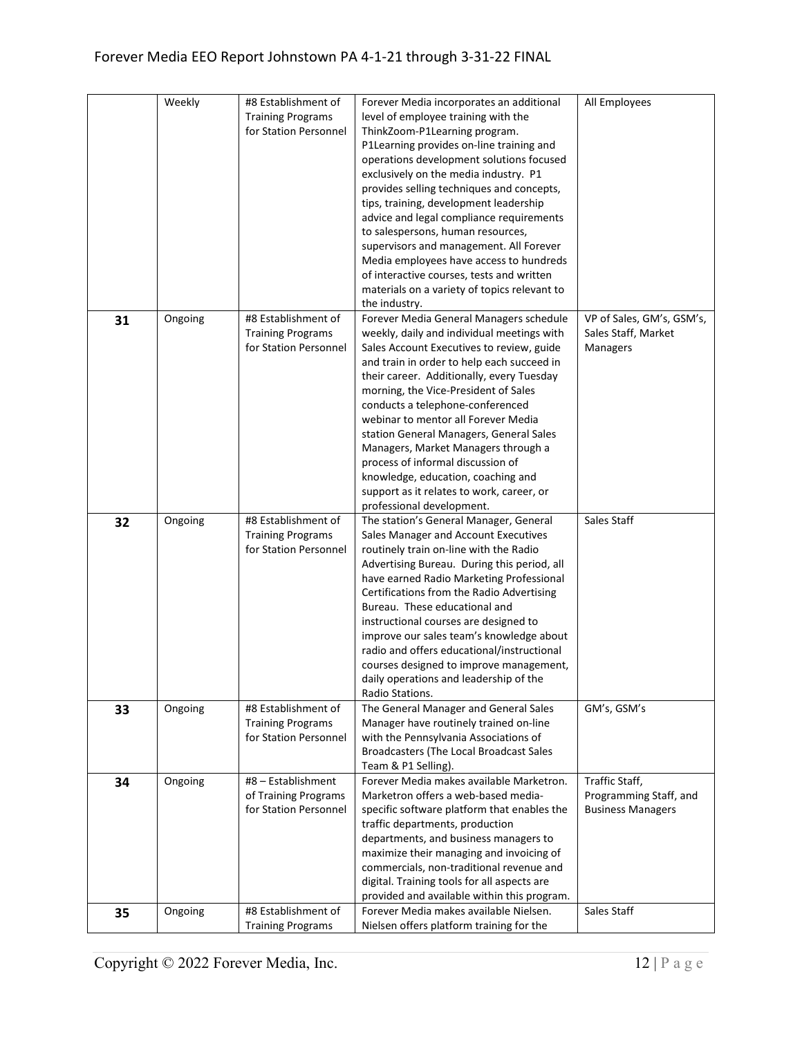| | | | | |
|---|---|---|---|---|
| | Weekly | #8 Establishment of Training Programs for Station Personnel | Forever Media incorporates an additional level of employee training with the ThinkZoom-P1Learning program. P1Learning provides on-line training and operations development solutions focused exclusively on the media industry. P1 provides selling techniques and concepts, tips, training, development leadership advice and legal compliance requirements to salespersons, human resources, supervisors and management. All Forever Media employees have access to hundreds of interactive courses, tests and written materials on a variety of topics relevant to the industry. | All Employees |
| **31** | Ongoing | #8 Establishment of Training Programs for Station Personnel | Forever Media General Managers schedule weekly, daily and individual meetings with Sales Account Executives to review, guide and train in order to help each succeed in their career. Additionally, every Tuesday morning, the Vice-President of Sales conducts a telephone-conferenced webinar to mentor all Forever Media station General Managers, General Sales Managers, Market Managers through a process of informal discussion of knowledge, education, coaching and support as it relates to work, career, or professional development. | VP of Sales, GM's, GSM's, Sales Staff, Market Managers |
| **32** | Ongoing | #8 Establishment of Training Programs for Station Personnel | The station's General Manager, General Sales Manager and Account Executives routinely train on-line with the Radio Advertising Bureau. During this period, all have earned Radio Marketing Professional Certifications from the Radio Advertising Bureau. These educational and instructional courses are designed to improve our sales team's knowledge about radio and offers educational/instructional courses designed to improve management, daily operations and leadership of the Radio Stations. | Sales Staff |
| **33** | Ongoing | #8 Establishment of Training Programs for Station Personnel | The General Manager and General Sales Manager have routinely trained on-line with the Pennsylvania Associations of Broadcasters (The Local Broadcast Sales Team & P1 Selling). | GM's, GSM's |
| **34** | Ongoing | #8 – Establishment of Training Programs for Station Personnel | Forever Media makes available Marketron. Marketron offers a web-based media-specific software platform that enables the traffic departments, production departments, and business managers to maximize their managing and invoicing of commercials, non-traditional revenue and digital. Training tools for all aspects are provided and available within this program. | Traffic Staff, Programming Staff, and Business Managers |
| **35** | Ongoing | #8 Establishment of Training Programs | Forever Media makes available Nielsen. Nielsen offers platform training for the | Sales Staff |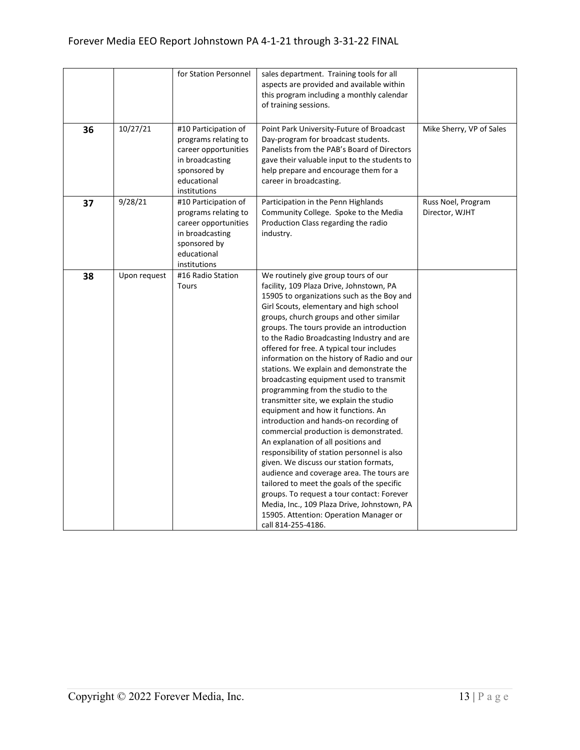| | | | | |
|---|---|---|---|---|
| | | for Station Personnel | sales department. Training tools for all aspects are provided and available within this program including a monthly calendar of training sessions. | |
| **36** | 10/27/21 | #10 Participation of programs relating to career opportunities in broadcasting sponsored by educational institutions | Point Park University-Future of Broadcast Day-program for broadcast students. Panelists from the PAB's Board of Directors gave their valuable input to the students to help prepare and encourage them for a career in broadcasting. | Mike Sherry, VP of Sales |
| **37** | 9/28/21 | #10 Participation of programs relating to career opportunities in broadcasting sponsored by educational institutions | Participation in the Penn Highlands Community College. Spoke to the Media Production Class regarding the radio industry. | Russ Noel, Program Director, WJHT |
| **38** | Upon request | #16 Radio Station Tours | We routinely give group tours of our facility, 109 Plaza Drive, Johnstown, PA 15905 to organizations such as the Boy and Girl Scouts, elementary and high school groups, church groups and other similar groups. The tours provide an introduction to the Radio Broadcasting Industry and are offered for free. A typical tour includes information on the history of Radio and our stations. We explain and demonstrate the broadcasting equipment used to transmit programming from the studio to the transmitter site, we explain the studio equipment and how it functions. An introduction and hands-on recording of commercial production is demonstrated. An explanation of all positions and responsibility of station personnel is also given. We discuss our station formats, audience and coverage area. The tours are tailored to meet the goals of the specific groups. To request a tour contact: Forever Media, Inc., 109 Plaza Drive, Johnstown, PA 15905. Attention: Operation Manager or call 814-255-4186. | |

Copyright © 2022 Forever Media, Inc.